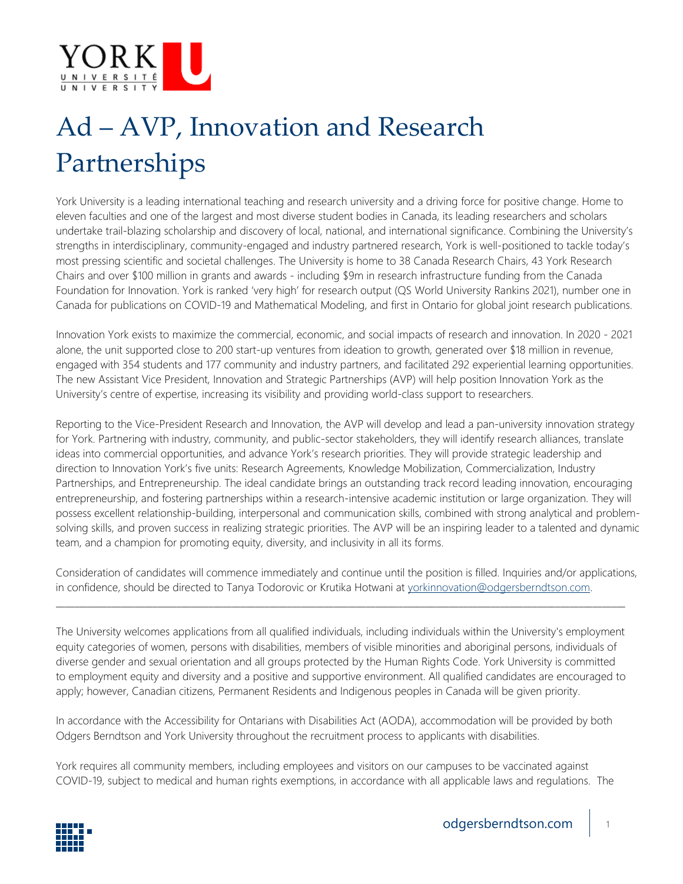# Ad – AVP, Innovation and Research Partnerships

York University is a leading international teaching and research university and a driving force for positive change. Home to eleven faculties and one of the largest and most diverse student bodies in Canada, its leading researchers and scholars undertake trail-blazing scholarship and discovery of local, national, and international significance. Combining the University's strengths in interdisciplinary, community-engaged and industry partnered research, York is well-positioned to tackle today's most pressing scientific and societal challenges. The University is home to 38 Canada Research Chairs, 43 York Research Chairs and over $100 million in grants and awards - including $9m in research infrastructure funding from the Canada Foundation for Innovation. York is ranked 'very high' for research output (QS World University Rankins 2021), number one in Canada for publications on COVID-19 and Mathematical Modeling, and first in Ontario for global joint research publications.

Innovation York exists to maximize the commercial, economic, and social impacts of research and innovation. In 2020 - 2021 alone, the unit supported close to 200 start-up ventures from ideation to growth, generated over $18 million in revenue, engaged with 354 students and 177 community and industry partners, and facilitated 292 experiential learning opportunities. The new Assistant Vice President, Innovation and Strategic Partnerships (AVP) will help position Innovation York as the University's centre of expertise, increasing its visibility and providing world-class support to researchers.

Reporting to the Vice-President Research and Innovation, the AVP will develop and lead a pan-university innovation strategy for York. Partnering with industry, community, and public-sector stakeholders, they will identify research alliances, translate ideas into commercial opportunities, and advance York's research priorities. They will provide strategic leadership and direction to Innovation York's five units: Research Agreements, Knowledge Mobilization, Commercialization, Industry Partnerships, and Entrepreneurship. The ideal candidate brings an outstanding track record leading innovation, encouraging entrepreneurship, and fostering partnerships within a research-intensive academic institution or large organization. They will possess excellent relationship-building, interpersonal and communication skills, combined with strong analytical and problem-solving skills, and proven success in realizing strategic priorities. The AVP will be an inspiring leader to a talented and dynamic team, and a champion for promoting equity, diversity, and inclusivity in all its forms.

Consideration of candidates will commence immediately and continue until the position is filled. Inquiries and/or applications, in confidence, should be directed to Tanya Todorovic or Krutika Hotwani at yorkinnovation@odgersberndtson.com.

---

The University welcomes applications from all qualified individuals, including individuals within the University's employment equity categories of women, persons with disabilities, members of visible minorities and aboriginal persons, individuals of diverse gender and sexual orientation and all groups protected by the Human Rights Code. York University is committed to employment equity and diversity and a positive and supportive environment. All qualified candidates are encouraged to apply; however, Canadian citizens, Permanent Residents and Indigenous peoples in Canada will be given priority.

In accordance with the Accessibility for Ontarians with Disabilities Act (AODA), accommodation will be provided by both Odgers Berndtson and York University throughout the recruitment process to applicants with disabilities.

York requires all community members, including employees and visitors on our campuses to be vaccinated against COVID-19, subject to medical and human rights exemptions, in accordance with all applicable laws and regulations. The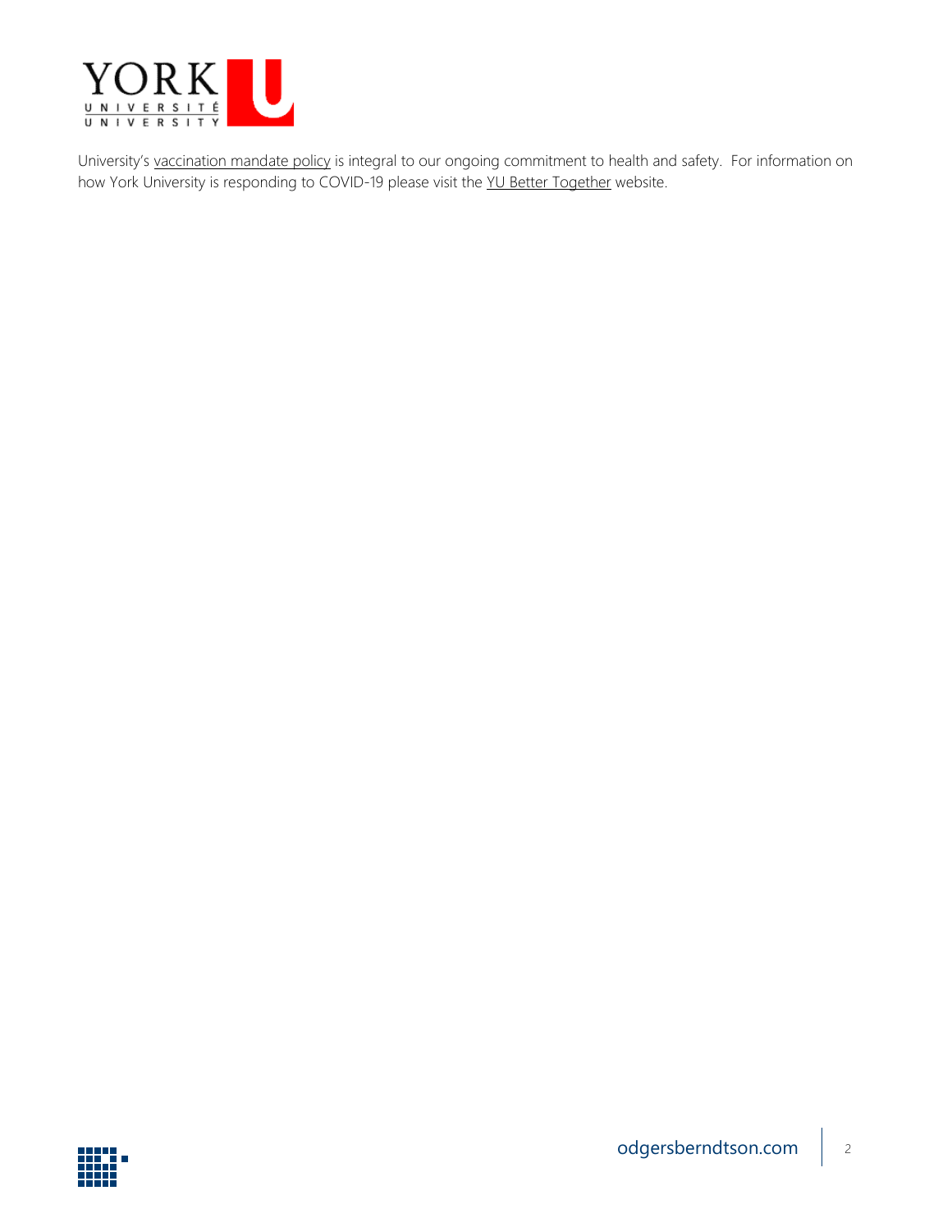University's vaccination mandate policy is integral to our ongoing commitment to health and safety. For information on how York University is responding to COVID-19 please visit the YU Better Together website.